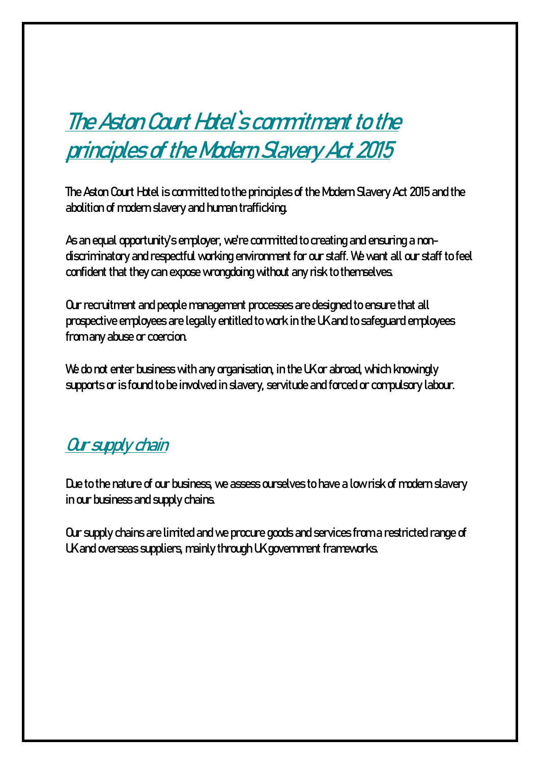# The Aston Court Hotel`s commitment to the principles of the Modern Slavery Act 2015

The Aston Court Hotel is committed to the principles of the Modern Slavery Act 2015 and the abolition of modern slavery and human trafficking.

As an equal opportunity's employer, we're committed to creating and ensuring a non-discriminatory and respectful working environment for our staff. We want all our staff to feel confident that they can expose wrongdoing without any risk to themselves.

Our recruitment and people management processes are designed to ensure that all prospective employees are legally entitled to work in the UK and to safeguard employees from any abuse or coercion.

We do not enter business with any organisation, in the UK or abroad, which knowingly supports or is found to be involved in slavery, servitude and forced or compulsory labour.

## Our supply chain

Due to the nature of our business, we assess ourselves to have a low risk of modern slavery in our business and supply chains.

Our supply chains are limited and we procure goods and services from a restricted range of UK and overseas suppliers, mainly through UK government frameworks.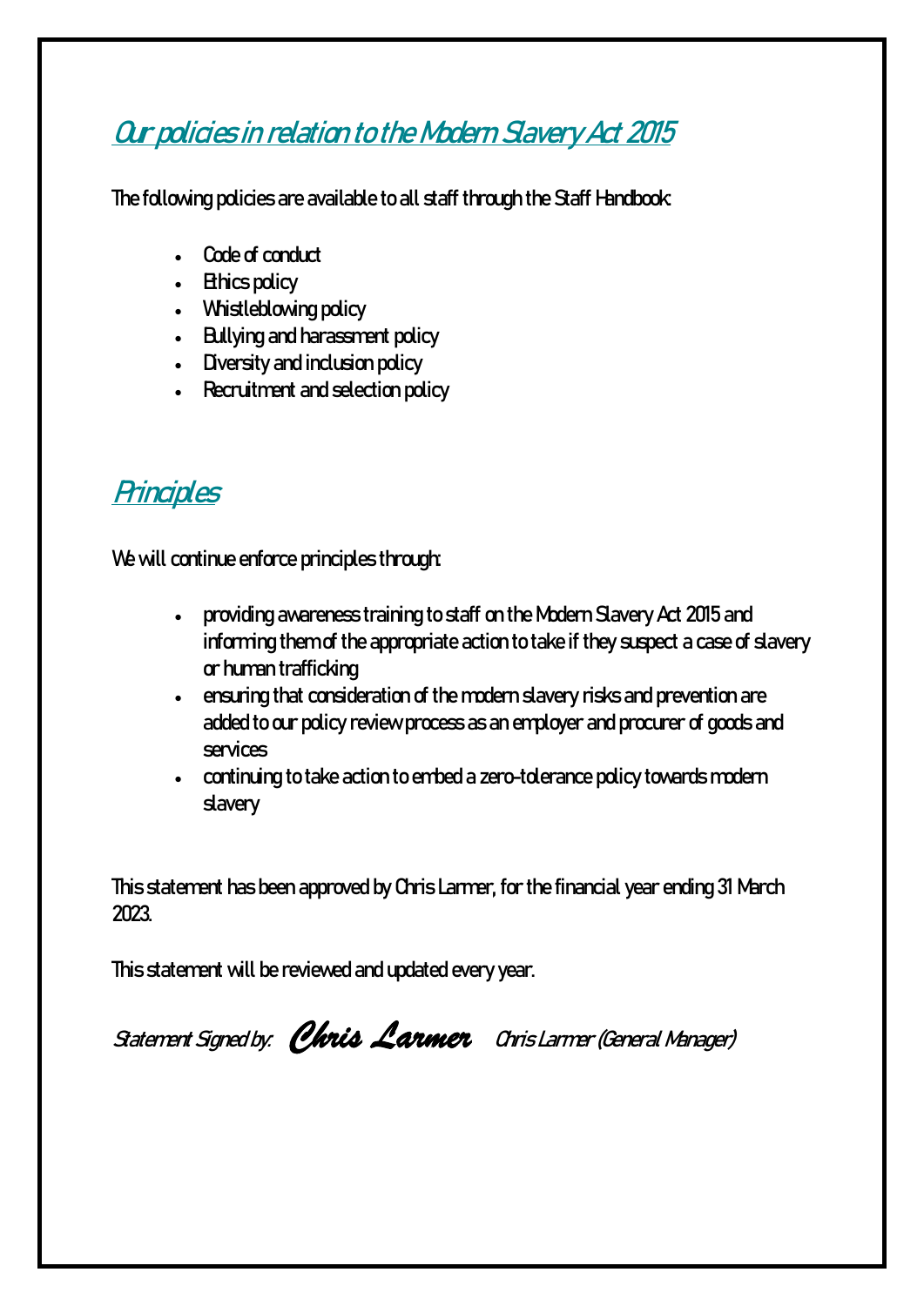## *Our policies in relation to the Modern Slavery Act 2015*

The following policies are available to all staff through the Staff Handbook:

- Code of conduct
- Ethics policy
- Whistleblowing policy
- Bullying and harassment policy
- Diversity and inclusion policy
- Recruitment and selection policy

## *Principles*

We will continue enforce principles through:

- providing awareness training to staff on the Modern Slavery Act 2015 and informing them of the appropriate action to take if they suspect a case of slavery or human trafficking
- ensuring that consideration of the modern slavery risks and prevention are added to our policy review process as an employer and procurer of goods and services
- continuing to take action to embed a zero-tolerance policy towards modern slavery

This statement has been approved by Chris Larmer, for the financial year ending 31 March 2023.

This statement will be reviewed and updated every year.

*Statement Signed by:* ***Chris Larmer*** *Chris Larmer (General Manager)*